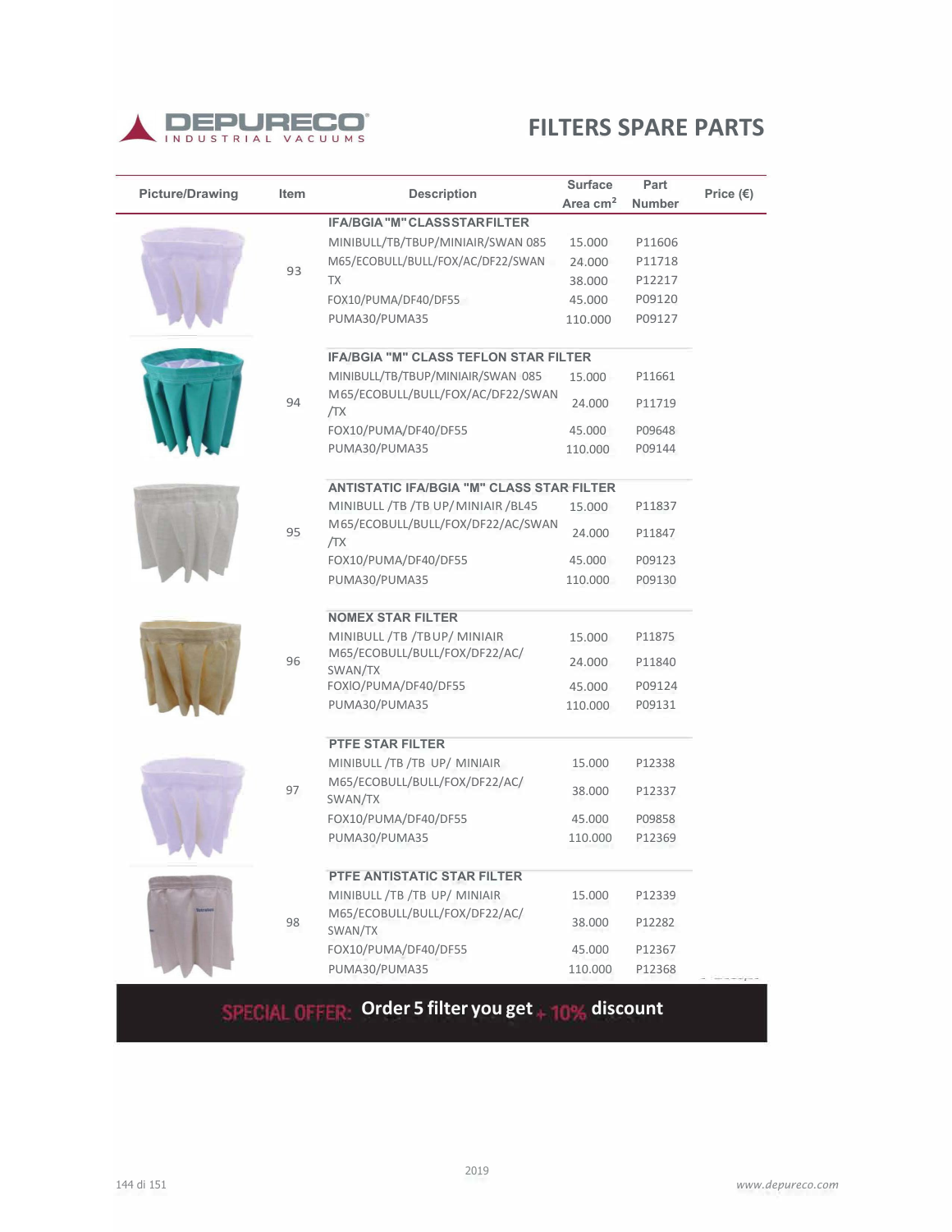DEPURECO INDUSTRIAL VACUUMS

# FILTERS SPARE PARTS

| Picture/Drawing | Item | Description | Surface Area $cm^2$ | Part Number | Price (€) |
|---|---|---|---|---|---|
| | 93 | **IFA/BGIA "M" CLASS STAR FILTER** | | | |
| | | MINIBULL/TB/TBUP/MINIAIR/SWAN 085 | 15.000 | P11606 | |
| | | M65/ECOBULL/BULL/FOX/AC/DF22/SWAN | 24.000 | P11718 | |
| | | TX | 38.000 | P12217 | |
| | | FOX10/PUMA/DF40/DF55 | 45.000 | P09120 | |
| | | PUMA30/PUMA35 | 110.000 | P09127 | |
| | 94 | **IFA/BGIA "M" CLASS TEFLON STAR FILTER** | | | |
| | | MINIBULL/TB/TBUP/MINIAIR/SWAN 085 | 15.000 | P11661 | |
| | | M65/ECOBULL/BULL/FOX/AC/DF22/SWAN /TX | 24.000 | P11719 | |
| | | FOX10/PUMA/DF40/DF55 | 45.000 | P09648 | |
| | | PUMA30/PUMA35 | 110.000 | P09144 | |
| | 95 | **ANTISTATIC IFA/BGIA "M" CLASS STAR FILTER** | | | |
| | | MINIBULL /TB /TB UP/ MINIAIR /BL45 | 15.000 | P11837 | |
| | | M65/ECOBULL/BULL/FOX/DF22/AC/SWAN /TX | 24.000 | P11847 | |
| | | FOX10/PUMA/DF40/DF55 | 45.000 | P09123 | |
| | | PUMA30/PUMA35 | 110.000 | P09130 | |
| | 96 | **NOMEX STAR FILTER** | | | |
| | | MINIBULL /TB /TBUP/ MINIAIR | 15.000 | P11875 | |
| | | M65/ECOBULL/BULL/FOX/DF22/AC/ SWAN/TX | 24.000 | P11840 | |
| | | FOXIO/PUMA/DF40/DF55 | 45.000 | P09124 | |
| | | PUMA30/PUMA35 | 110.000 | P09131 | |
| | 97 | **PTFE STAR FILTER** | | | |
| | | MINIBULL /TB /TB UP/ MINIAIR | 15.000 | P12338 | |
| | | M65/ECOBULL/BULL/FOX/DF22/AC/ SWAN/TX | 38.000 | P12337 | |
| | | FOX10/PUMA/DF40/DF55 | 45.000 | P09858 | |
| | | PUMA30/PUMA35 | 110.000 | P12369 | |
| | 98 | **PTFE ANTISTATIC STAR FILTER** | | | |
| | | MINIBULL /TB /TB UP/ MINIAIR | 15.000 | P12339 | |
| | | M65/ECOBULL/BULL/FOX/DF22/AC/ SWAN/TX | 38.000 | P12282 | |
| | | FOX10/PUMA/DF40/DF55 | 45.000 | P12367 | |
| | | PUMA30/PUMA35 | 110.000 | P12368 | |

**SPECIAL OFFER:** Order 5 filter you get + 10% discount

2019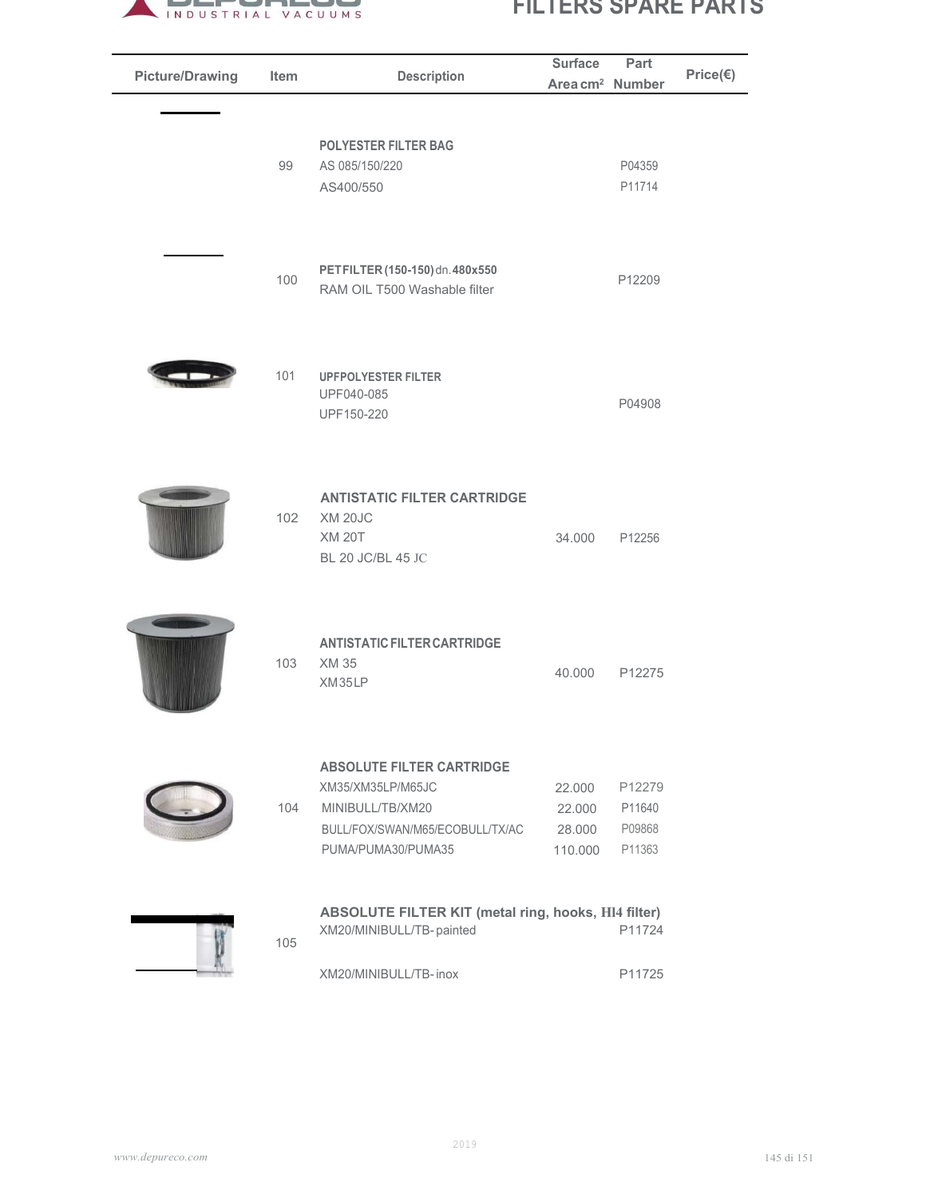## FILTERS SPARE PARTS

| Picture/Drawing | Item | Description | Surface Area cm² | Part Number | Price(€) |
|---|---|---|---|---|---|
| | 99 | **POLYESTER FILTER BAG** | | | |
| | | AS 085/150/220 | | P04359 | |
| | | AS400/550 | | P11714 | |
| | 100 | **PET FILTER (150-150)** dn. **480x550** | | | |
| | | RAM OIL T500 Washable filter | | P12209 | |
| | 101 | **UPFPOLYESTER FILTER** | | | |
| | | UPF040-085 | | | |
| | | UPF150-220 | | P04908 | |
| | 102 | **ANTISTATIC FILTER CARTRIDGE** | | | |
| | | XM 20JC | | | |
| | | XM 20T | 34.000 | P12256 | |
| | | BL 20 JC/BL 45 JC | | | |
| | 103 | **ANTISTATIC FILTER CARTRIDGE** | | | |
| | | XM 35 | | | |
| | | XM35LP | 40.000 | P12275 | |
| | 104 | **ABSOLUTE FILTER CARTRIDGE** | | | |
| | | XM35/XM35LP/M65JC | 22.000 | P12279 | |
| | | MINIBULL/TB/XM20 | 22.000 | P11640 | |
| | | BULL/FOX/SWAN/M65/ECOBULL/TX/AC | 28.000 | P09868 | |
| | | PUMA/PUMA30/PUMA35 | 110.000 | P11363 | |
| | 105 | **ABSOLUTE FILTER KIT (metal ring, hooks, H14 filter)** | | | |
| | | XM20/MINIBULL/TB- painted | | P11724 | |
| | | XM20/MINIBULL/TB- inox | | P11725 | |

2019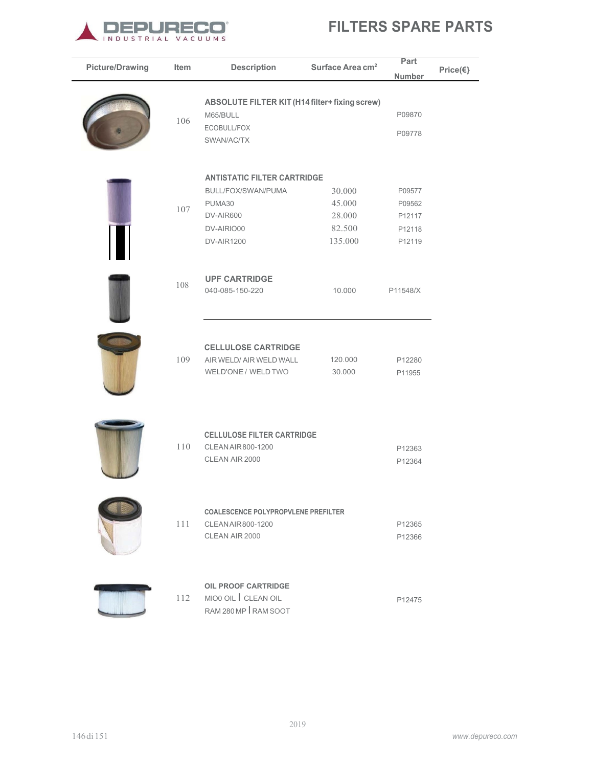# FILTERS SPARE PARTS

| Picture/Drawing | Item | Description | Surface Area cm² | Part Number | Price(€) |
|---|---|---|---|---|---|
| | 106 | **ABSOLUTE FILTER KIT (H14 filter+ fixing screw)** | | | |
| | | M65/BULL | | P09870 | |
| | | ECOBULL/FOX | | P09778 | |
| | | SWAN/AC/TX | | | |
| | 107 | **ANTISTATIC FILTER CARTRIDGE** | | | |
| | | BULL/FOX/SWAN/PUMA | 30.000 | P09577 | |
| | | PUMA30 | 45.000 | P09562 | |
| | | DV-AIR600 | 28.000 | P12117 | |
| | | DV-AIRIO00 | 82.500 | P12118 | |
| | | DV-AIR1200 | 135.000 | P12119 | |
| | 108 | **UPF CARTRIDGE** | | | |
| | | 040-085-150-220 | 10.000 | P11548/X | |
| | 109 | **CELLULOSE CARTRIDGE** | | | |
| | | AIR WELD/ AIR WELD WALL | 120.000 | P12280 | |
| | | WELD'ONE / WELD TWO | 30.000 | P11955 | |
| | 110 | **CELLULOSE FILTER CARTRIDGE** | | | |
| | | CLEAN AIR 800-1200 | | P12363 | |
| | | CLEAN AIR 2000 | | P12364 | |
| | 111 | **COALESCENCE POLYPROPVLENE PREFILTER** | | | |
| | | CLEAN AIR 800-1200 | | P12365 | |
| | | CLEAN AIR 2000 | | P12366 | |
| | 112 | **OIL PROOF CARTRIDGE** | | | |
| | | MIO0 OIL \| CLEAN OIL | | P12475 | |
| | | RAM 280 MP \| RAM SOOT | | | |

2019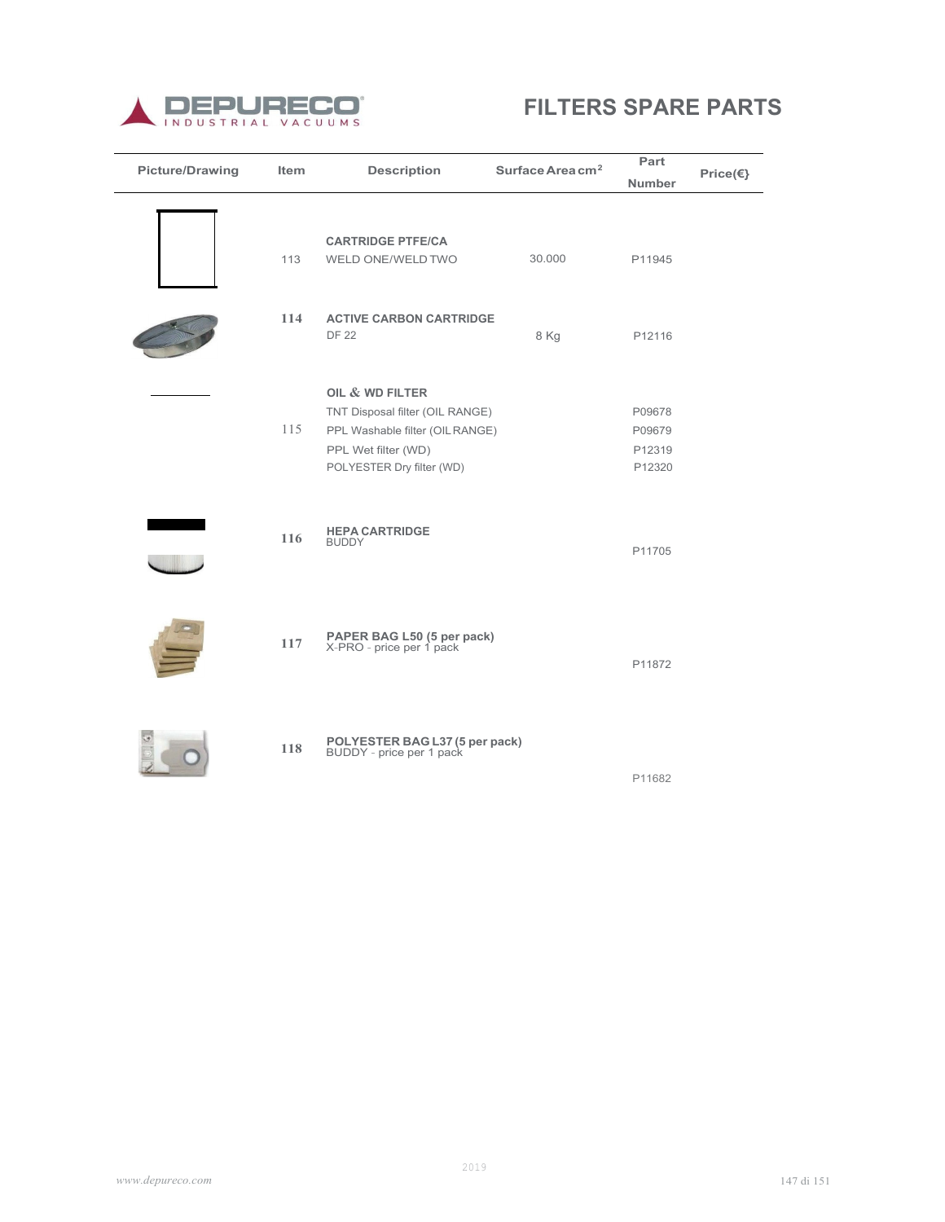# FILTERS SPARE PARTS

| Picture/Drawing | Item | Description | Surface Area cm² | Part Number | Price(€} |
|---|---|---|---|---|---|
| | 113 | **CARTRIDGE PTFE/CA**<br>WELD ONE/WELD TWO | 30.000 | P11945 | |
| | 114 | **ACTIVE CARBON CARTRIDGE**<br>DF 22 | 8 Kg | P12116 | |
| | 115 | **OIL & WD FILTER**<br>TNT Disposal filter (OIL RANGE)<br>PPL Washable filter (OIL RANGE)<br>PPL Wet filter (WD)<br>POLYESTER Dry filter (WD) | | <br>P09678<br>P09679<br>P12319<br>P12320 | |
| | 116 | **HEPA CARTRIDGE**<br>BUDDY | | P11705 | |
| | 117 | **PAPER BAG L50 (5 per pack)**<br>X-PRO - price per 1 pack | | P11872 | |
| | 118 | **POLYESTER BAG L37 (5 per pack)**<br>BUDDY - price per 1 pack | | P11682 | |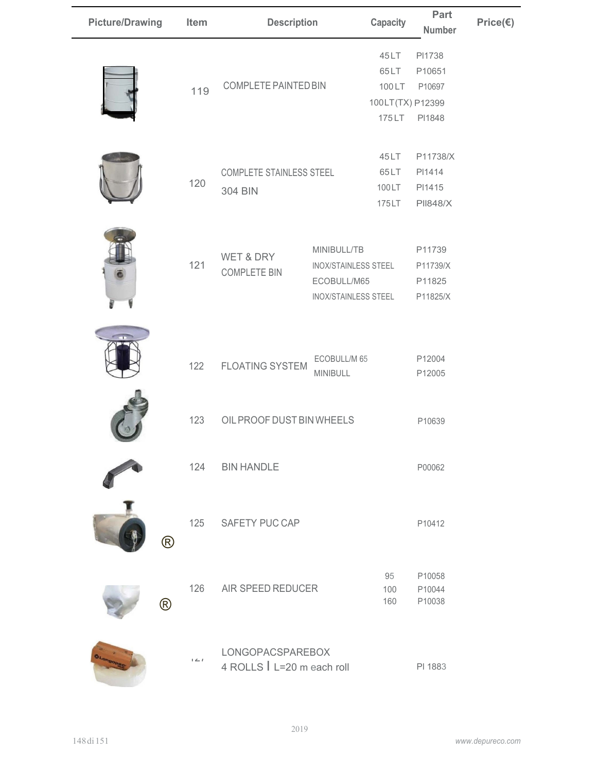| Picture/Drawing | Item | Description | Capacity | Part Number | Price(€) |
|---|---|---|---|---|---|
| | 119 | COMPLETE PAINTED BIN | 45LT | PI1738 | |
| | | | 65LT | P10651 | |
| | | | 100LT | P10697 | |
| | | | 100LT(TX) | P12399 | |
| | | | 175LT | PI1848 | |
| | 120 | COMPLETE STAINLESS STEEL 304 BIN | 45LT | P11738/X | |
| | | | 65LT | PI1414 | |
| | | | 100LT | PI1415 | |
| | | | 175LT | PII848/X | |
| | 121 | WET & DRY COMPLETE BIN | MINIBULL/TB | P11739 | |
| | | | INOX/STAINLESS STEEL | P11739/X | |
| | | | ECOBULL/M65 | P11825 | |
| | | | INOX/STAINLESS STEEL | P11825/X | |
| | 122 | FLOATING SYSTEM | ECOBULL/M 65 | P12004 | |
| | | | MINIBULL | P12005 | |
| | 123 | OIL PROOF DUST BIN WHEELS | | P10639 | |
| | 124 | BIN HANDLE | | P00062 | |
| ® | 125 | SAFETY PUC CAP | | P10412 | |
| ® | 126 | AIR SPEED REDUCER | 95 | P10058 | |
| | | | 100 | P10044 | |
| | | | 160 | P10038 | |
| | 127 | LONGOPACSPAREBOX 4 ROLLS I L=20 m each roll | | PI 1883 | |

2019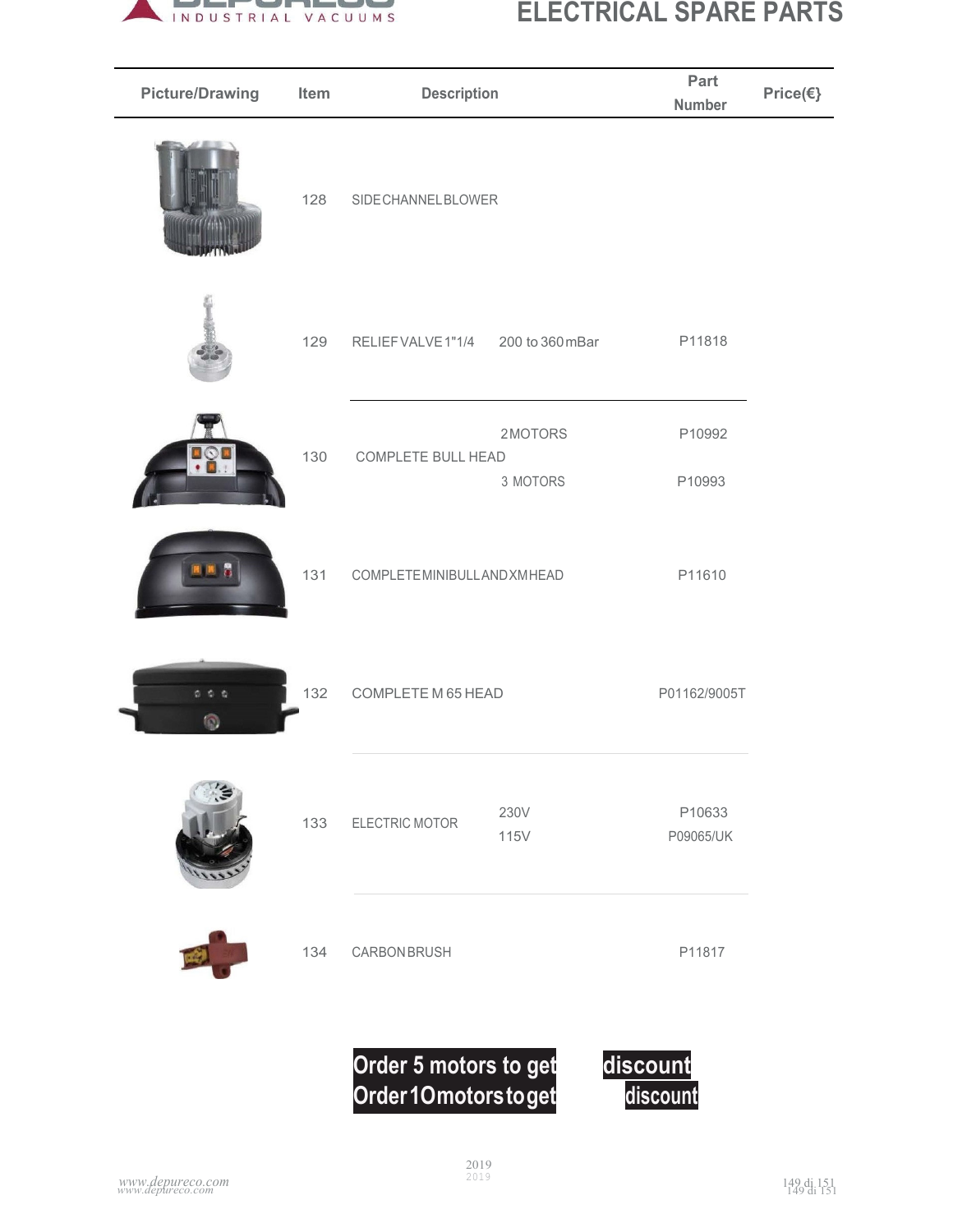# ELECTRICAL SPARE PARTS

| Picture/Drawing | Item | Description | | Part Number | Price(€) |
|---|---|---|---|---|---|
| | 128 | SIDE CHANNEL BLOWER | | | |
| | 129 | RELIEF VALVE 1"1/4 | 200 to 360 mBar | P11818 | |
| | 130 | COMPLETE BULL HEAD | 2 MOTORS | P10992 | |
| | | | 3 MOTORS | P10993 | |
| | 131 | COMPLETE MINIBULL AND XM HEAD | | P11610 | |
| | 132 | COMPLETE M 65 HEAD | | P01162/9005T | |
| | 133 | ELECTRIC MOTOR | 230V | P10633 | |
| | | | 115V | P09065/UK | |
| | 134 | CARBON BRUSH | | P11817 | |

**Order 5 motors to get discount**
**Order 10 motors to get discount**